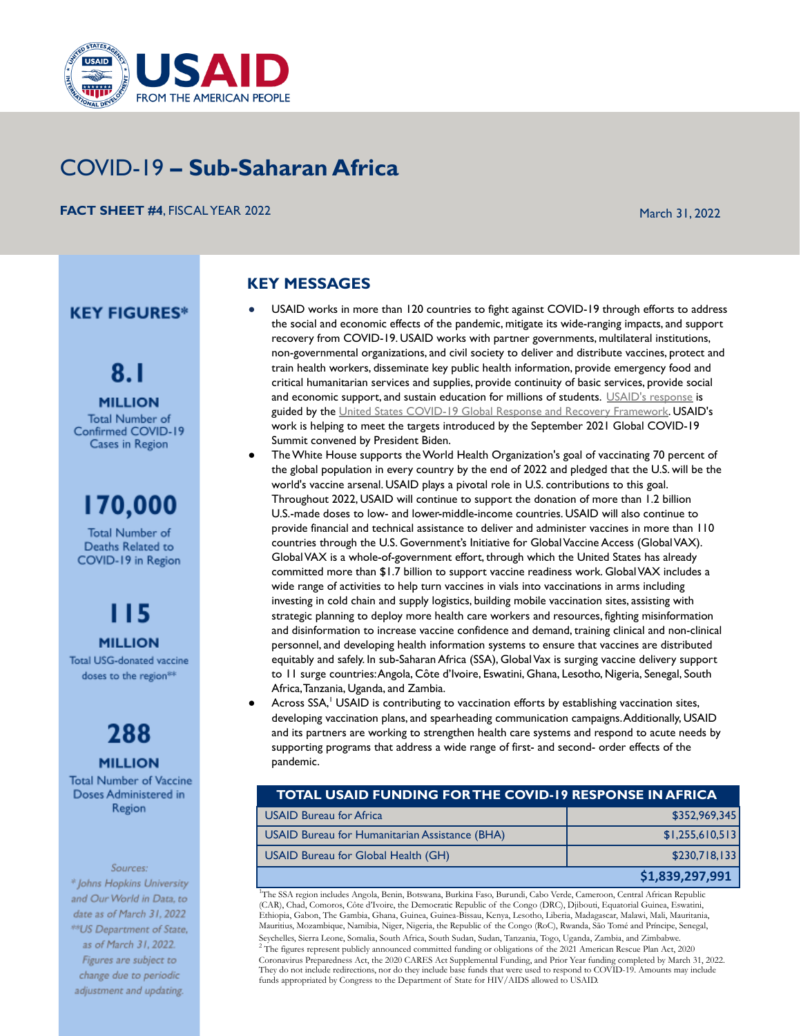# COVID-19 – Sub-Saharan Africa

**FACT SHEET #4**, FISCAL YEAR 2022

March 31, 2022

## KEY FIGURES*

**8.1 MILLION**
Total Number of Confirmed COVID-19 Cases in Region

**170,000**
Total Number of Deaths Related to COVID-19 in Region

**115 MILLION**
Total USG-donated vaccine doses to the region**

**288 MILLION**
Total Number of Vaccine Doses Administered in Region

*Sources:*
*\*Johns Hopkins University and Our World in Data, to date as of March 31, 2022*
*\*\*US Department of State, as of March 31, 2022.*
*Figures are subject to change due to periodic adjustment and updating.*

## KEY MESSAGES

- USAID works in more than 120 countries to fight against COVID-19 through efforts to address the social and economic effects of the pandemic, mitigate its wide-ranging impacts, and support recovery from COVID-19. USAID works with partner governments, multilateral institutions, non-governmental organizations, and civil society to deliver and distribute vaccines, protect and train health workers, disseminate key public health information, provide emergency food and critical humanitarian services and supplies, provide continuity of basic services, provide social and economic support, and sustain education for millions of students. USAID's response is guided by the United States COVID-19 Global Response and Recovery Framework. USAID's work is helping to meet the targets introduced by the September 2021 Global COVID-19 Summit convened by President Biden.
- The White House supports the World Health Organization's goal of vaccinating 70 percent of the global population in every country by the end of 2022 and pledged that the U.S. will be the world's vaccine arsenal. USAID plays a pivotal role in U.S. contributions to this goal. Throughout 2022, USAID will continue to support the donation of more than 1.2 billion U.S.-made doses to low- and lower-middle-income countries. USAID will also continue to provide financial and technical assistance to deliver and administer vaccines in more than 110 countries through the U.S. Government's Initiative for Global Vaccine Access (Global VAX). Global VAX is a whole-of-government effort, through which the United States has already committed more than $1.7 billion to support vaccine readiness work. Global VAX includes a wide range of activities to help turn vaccines in vials into vaccinations in arms including investing in cold chain and supply logistics, building mobile vaccination sites, assisting with strategic planning to deploy more health care workers and resources, fighting misinformation and disinformation to increase vaccine confidence and demand, training clinical and non-clinical personnel, and developing health information systems to ensure that vaccines are distributed equitably and safely. In sub-Saharan Africa (SSA), Global Vax is surging vaccine delivery support to 11 surge countries: Angola, Côte d'Ivoire, Eswatini, Ghana, Lesotho, Nigeria, Senegal, South Africa, Tanzania, Uganda, and Zambia.
- Across SSA,[1] USAID is contributing to vaccination efforts by establishing vaccination sites, developing vaccination plans, and spearheading communication campaigns. Additionally, USAID and its partners are working to strengthen health care systems and respond to acute needs by supporting programs that address a wide range of first- and second- order effects of the pandemic.

| TOTAL USAID FUNDING FOR THE COVID-19 RESPONSE IN AFRICA | |
|---|---|
| USAID Bureau for Africa | $352,969,345 |
| USAID Bureau for Humanitarian Assistance (BHA) | $1,255,610,513 |
| USAID Bureau for Global Health (GH) | $230,718,133 |
| | **$1,839,297,991** |

[1]The SSA region includes Angola, Benin, Botswana, Burkina Faso, Burundi, Cabo Verde, Cameroon, Central African Republic (CAR), Chad, Comoros, Côte d'Ivoire, the Democratic Republic of the Congo (DRC), Djibouti, Equatorial Guinea, Eswatini, Ethiopia, Gabon, The Gambia, Ghana, Guinea, Guinea-Bissau, Kenya, Lesotho, Liberia, Madagascar, Malawi, Mali, Mauritania, Mauritius, Mozambique, Namibia, Niger, Nigeria, the Republic of the Congo (RoC), Rwanda, São Tomé and Príncipe, Senegal, Seychelles, Sierra Leone, Somalia, South Africa, South Sudan, Sudan, Tanzania, Togo, Uganda, Zambia, and Zimbabwe.

[2]The figures represent publicly announced committed funding or obligations of the 2021 American Rescue Plan Act, 2020 Coronavirus Preparedness Act, the 2020 CARES Act Supplemental Funding, and Prior Year funding completed by March 31, 2022. They do not include redirections, nor do they include base funds that were used to respond to COVID-19. Amounts may include funds appropriated by Congress to the Department of State for HIV/AIDS allowed to USAID.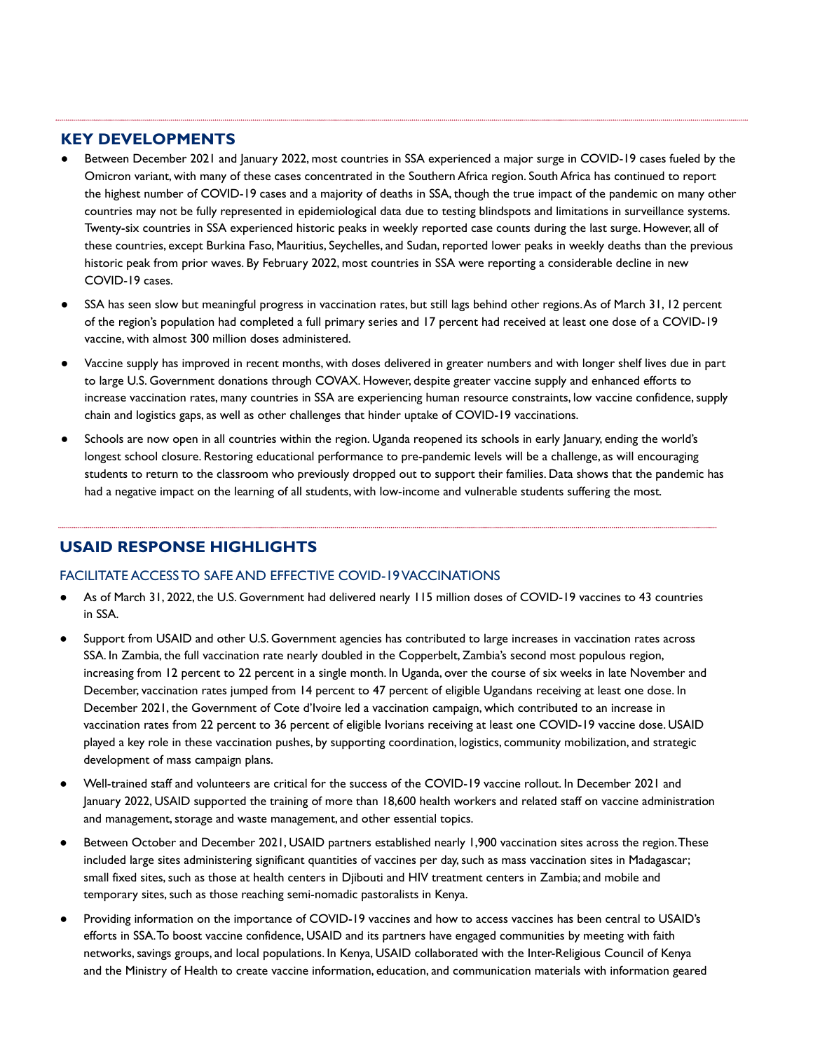## KEY DEVELOPMENTS

- Between December 2021 and January 2022, most countries in SSA experienced a major surge in COVID-19 cases fueled by the Omicron variant, with many of these cases concentrated in the Southern Africa region. South Africa has continued to report the highest number of COVID-19 cases and a majority of deaths in SSA, though the true impact of the pandemic on many other countries may not be fully represented in epidemiological data due to testing blindspots and limitations in surveillance systems. Twenty-six countries in SSA experienced historic peaks in weekly reported case counts during the last surge. However, all of these countries, except Burkina Faso, Mauritius, Seychelles, and Sudan, reported lower peaks in weekly deaths than the previous historic peak from prior waves. By February 2022, most countries in SSA were reporting a considerable decline in new COVID-19 cases.
- SSA has seen slow but meaningful progress in vaccination rates, but still lags behind other regions. As of March 31, 12 percent of the region's population had completed a full primary series and 17 percent had received at least one dose of a COVID-19 vaccine, with almost 300 million doses administered.
- Vaccine supply has improved in recent months, with doses delivered in greater numbers and with longer shelf lives due in part to large U.S. Government donations through COVAX. However, despite greater vaccine supply and enhanced efforts to increase vaccination rates, many countries in SSA are experiencing human resource constraints, low vaccine confidence, supply chain and logistics gaps, as well as other challenges that hinder uptake of COVID-19 vaccinations.
- Schools are now open in all countries within the region. Uganda reopened its schools in early January, ending the world's longest school closure. Restoring educational performance to pre-pandemic levels will be a challenge, as will encouraging students to return to the classroom who previously dropped out to support their families. Data shows that the pandemic has had a negative impact on the learning of all students, with low-income and vulnerable students suffering the most.

## USAID RESPONSE HIGHLIGHTS

### FACILITATE ACCESS TO SAFE AND EFFECTIVE COVID-19 VACCINATIONS

- As of March 31, 2022, the U.S. Government had delivered nearly 115 million doses of COVID-19 vaccines to 43 countries in SSA.
- Support from USAID and other U.S. Government agencies has contributed to large increases in vaccination rates across SSA. In Zambia, the full vaccination rate nearly doubled in the Copperbelt, Zambia's second most populous region, increasing from 12 percent to 22 percent in a single month. In Uganda, over the course of six weeks in late November and December, vaccination rates jumped from 14 percent to 47 percent of eligible Ugandans receiving at least one dose. In December 2021, the Government of Cote d'Ivoire led a vaccination campaign, which contributed to an increase in vaccination rates from 22 percent to 36 percent of eligible Ivorians receiving at least one COVID-19 vaccine dose. USAID played a key role in these vaccination pushes, by supporting coordination, logistics, community mobilization, and strategic development of mass campaign plans.
- Well-trained staff and volunteers are critical for the success of the COVID-19 vaccine rollout. In December 2021 and January 2022, USAID supported the training of more than 18,600 health workers and related staff on vaccine administration and management, storage and waste management, and other essential topics.
- Between October and December 2021, USAID partners established nearly 1,900 vaccination sites across the region. These included large sites administering significant quantities of vaccines per day, such as mass vaccination sites in Madagascar; small fixed sites, such as those at health centers in Djibouti and HIV treatment centers in Zambia; and mobile and temporary sites, such as those reaching semi-nomadic pastoralists in Kenya.
- Providing information on the importance of COVID-19 vaccines and how to access vaccines has been central to USAID's efforts in SSA. To boost vaccine confidence, USAID and its partners have engaged communities by meeting with faith networks, savings groups, and local populations. In Kenya, USAID collaborated with the Inter-Religious Council of Kenya and the Ministry of Health to create vaccine information, education, and communication materials with information geared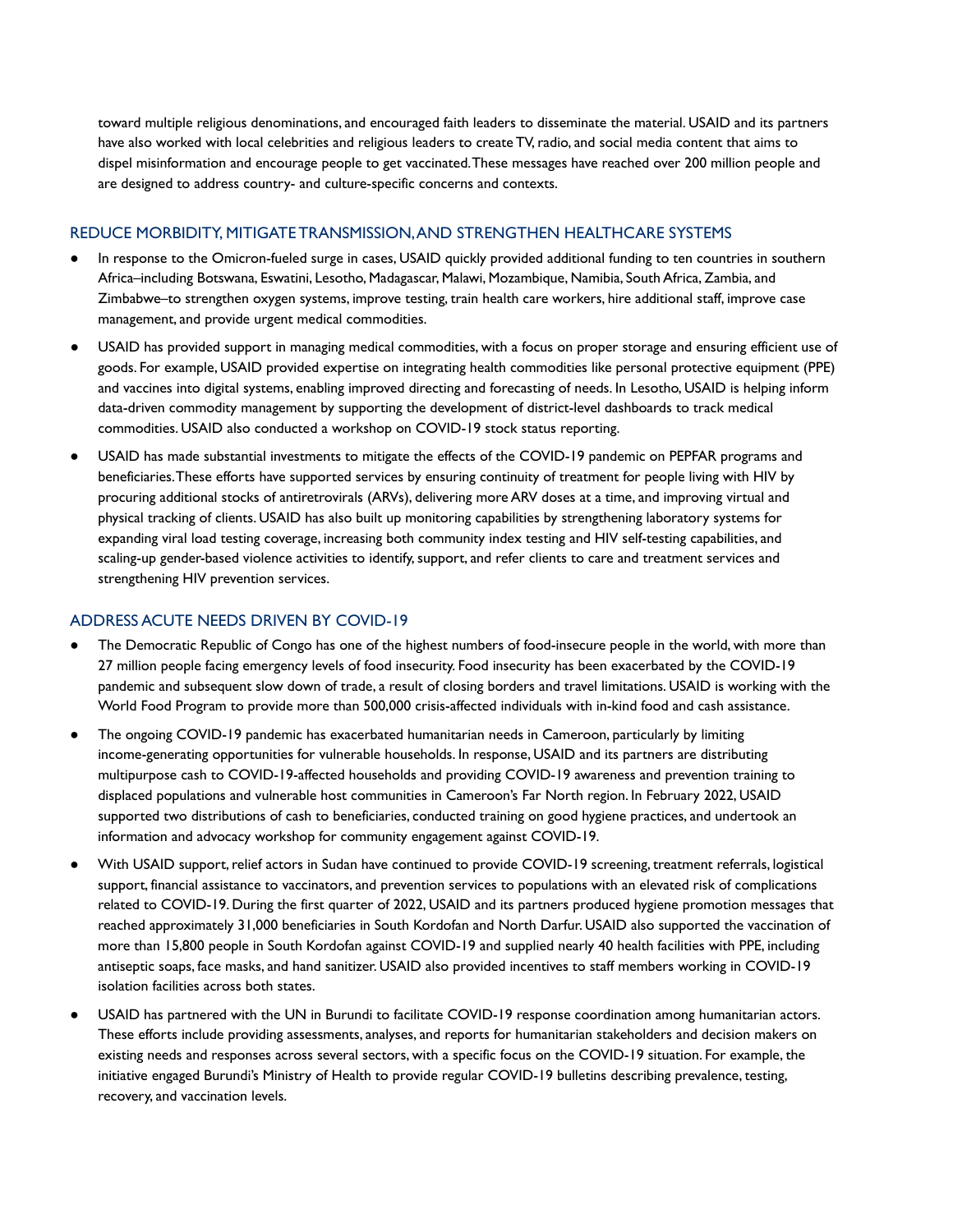toward multiple religious denominations, and encouraged faith leaders to disseminate the material. USAID and its partners have also worked with local celebrities and religious leaders to create TV, radio, and social media content that aims to dispel misinformation and encourage people to get vaccinated. These messages have reached over 200 million people and are designed to address country- and culture-specific concerns and contexts.

## REDUCE MORBIDITY, MITIGATE TRANSMISSION, AND STRENGTHEN HEALTHCARE SYSTEMS

- In response to the Omicron-fueled surge in cases, USAID quickly provided additional funding to ten countries in southern Africa–including Botswana, Eswatini, Lesotho, Madagascar, Malawi, Mozambique, Namibia, South Africa, Zambia, and Zimbabwe–to strengthen oxygen systems, improve testing, train health care workers, hire additional staff, improve case management, and provide urgent medical commodities.
- USAID has provided support in managing medical commodities, with a focus on proper storage and ensuring efficient use of goods. For example, USAID provided expertise on integrating health commodities like personal protective equipment (PPE) and vaccines into digital systems, enabling improved directing and forecasting of needs. In Lesotho, USAID is helping inform data-driven commodity management by supporting the development of district-level dashboards to track medical commodities. USAID also conducted a workshop on COVID-19 stock status reporting.
- USAID has made substantial investments to mitigate the effects of the COVID-19 pandemic on PEPFAR programs and beneficiaries. These efforts have supported services by ensuring continuity of treatment for people living with HIV by procuring additional stocks of antiretrovirals (ARVs), delivering more ARV doses at a time, and improving virtual and physical tracking of clients. USAID has also built up monitoring capabilities by strengthening laboratory systems for expanding viral load testing coverage, increasing both community index testing and HIV self-testing capabilities, and scaling-up gender-based violence activities to identify, support, and refer clients to care and treatment services and strengthening HIV prevention services.

## ADDRESS ACUTE NEEDS DRIVEN BY COVID-19

- The Democratic Republic of Congo has one of the highest numbers of food-insecure people in the world, with more than 27 million people facing emergency levels of food insecurity. Food insecurity has been exacerbated by the COVID-19 pandemic and subsequent slow down of trade, a result of closing borders and travel limitations. USAID is working with the World Food Program to provide more than 500,000 crisis-affected individuals with in-kind food and cash assistance.
- The ongoing COVID-19 pandemic has exacerbated humanitarian needs in Cameroon, particularly by limiting income-generating opportunities for vulnerable households. In response, USAID and its partners are distributing multipurpose cash to COVID-19-affected households and providing COVID-19 awareness and prevention training to displaced populations and vulnerable host communities in Cameroon's Far North region. In February 2022, USAID supported two distributions of cash to beneficiaries, conducted training on good hygiene practices, and undertook an information and advocacy workshop for community engagement against COVID-19.
- With USAID support, relief actors in Sudan have continued to provide COVID-19 screening, treatment referrals, logistical support, financial assistance to vaccinators, and prevention services to populations with an elevated risk of complications related to COVID-19. During the first quarter of 2022, USAID and its partners produced hygiene promotion messages that reached approximately 31,000 beneficiaries in South Kordofan and North Darfur. USAID also supported the vaccination of more than 15,800 people in South Kordofan against COVID-19 and supplied nearly 40 health facilities with PPE, including antiseptic soaps, face masks, and hand sanitizer. USAID also provided incentives to staff members working in COVID-19 isolation facilities across both states.
- USAID has partnered with the UN in Burundi to facilitate COVID-19 response coordination among humanitarian actors. These efforts include providing assessments, analyses, and reports for humanitarian stakeholders and decision makers on existing needs and responses across several sectors, with a specific focus on the COVID-19 situation. For example, the initiative engaged Burundi's Ministry of Health to provide regular COVID-19 bulletins describing prevalence, testing, recovery, and vaccination levels.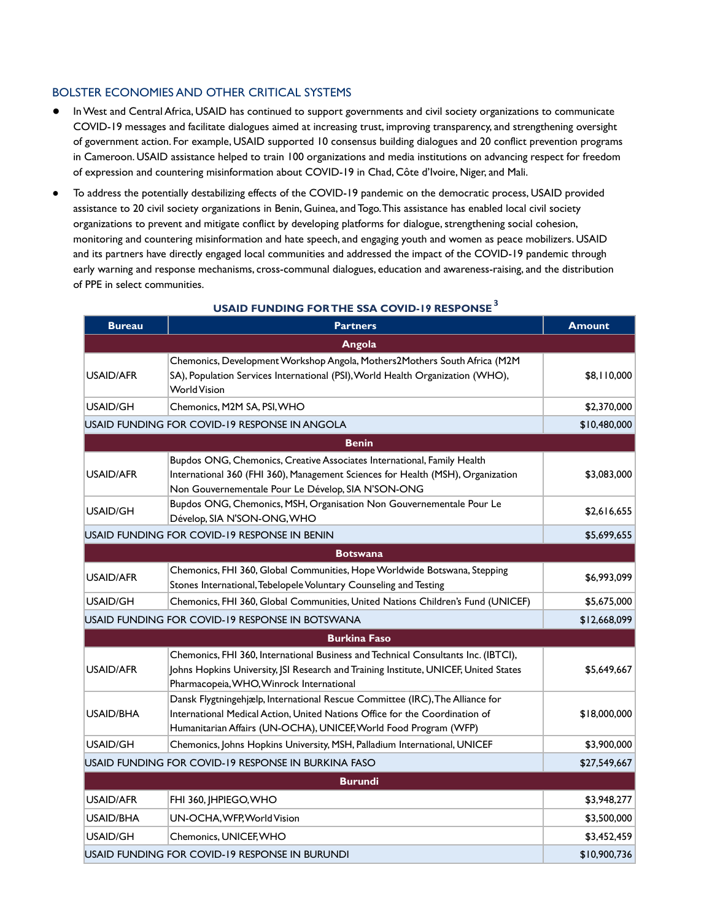## BOLSTER ECONOMIES AND OTHER CRITICAL SYSTEMS

- In West and Central Africa, USAID has continued to support governments and civil society organizations to communicate COVID-19 messages and facilitate dialogues aimed at increasing trust, improving transparency, and strengthening oversight of government action. For example, USAID supported 10 consensus building dialogues and 20 conflict prevention programs in Cameroon. USAID assistance helped to train 100 organizations and media institutions on advancing respect for freedom of expression and countering misinformation about COVID-19 in Chad, Côte d'Ivoire, Niger, and Mali.
- To address the potentially destabilizing effects of the COVID-19 pandemic on the democratic process, USAID provided assistance to 20 civil society organizations in Benin, Guinea, and Togo. This assistance has enabled local civil society organizations to prevent and mitigate conflict by developing platforms for dialogue, strengthening social cohesion, monitoring and countering misinformation and hate speech, and engaging youth and women as peace mobilizers. USAID and its partners have directly engaged local communities and addressed the impact of the COVID-19 pandemic through early warning and response mechanisms, cross-communal dialogues, education and awareness-raising, and the distribution of PPE in select communities.

**USAID FUNDING FOR THE SSA COVID-19 RESPONSE** [3]

| Bureau | Partners | Amount |
|---|---|---|
| **Angola** | | |
| USAID/AFR | Chemonics, Development Workshop Angola, Mothers2Mothers South Africa (M2M SA), Population Services International (PSI), World Health Organization (WHO), World Vision | $8,110,000 |
| USAID/GH | Chemonics, M2M SA, PSI, WHO | $2,370,000 |
| USAID FUNDING FOR COVID-19 RESPONSE IN ANGOLA | | $10,480,000 |
| **Benin** | | |
| USAID/AFR | Bupdos ONG, Chemonics, Creative Associates International, Family Health International 360 (FHI 360), Management Sciences for Health (MSH), Organization Non Gouvernementale Pour Le Dévelop, SIA N'SON-ONG | $3,083,000 |
| USAID/GH | Bupdos ONG, Chemonics, MSH, Organisation Non Gouvernementale Pour Le Dévelop, SIA N'SON-ONG, WHO | $2,616,655 |
| USAID FUNDING FOR COVID-19 RESPONSE IN BENIN | | $5,699,655 |
| **Botswana** | | |
| USAID/AFR | Chemonics, FHI 360, Global Communities, Hope Worldwide Botswana, Stepping Stones International, Tebelopele Voluntary Counseling and Testing | $6,993,099 |
| USAID/GH | Chemonics, FHI 360, Global Communities, United Nations Children's Fund (UNICEF) | $5,675,000 |
| USAID FUNDING FOR COVID-19 RESPONSE IN BOTSWANA | | $12,668,099 |
| **Burkina Faso** | | |
| USAID/AFR | Chemonics, FHI 360, International Business and Technical Consultants Inc. (IBTCI), Johns Hopkins University, JSI Research and Training Institute, UNICEF, United States Pharmacopeia, WHO, Winrock International | $5,649,667 |
| USAID/BHA | Dansk Flygtningehjælp, International Rescue Committee (IRC), The Alliance for International Medical Action, United Nations Office for the Coordination of Humanitarian Affairs (UN-OCHA), UNICEF, World Food Program (WFP) | $18,000,000 |
| USAID/GH | Chemonics, Johns Hopkins University, MSH, Palladium International, UNICEF | $3,900,000 |
| USAID FUNDING FOR COVID-19 RESPONSE IN BURKINA FASO | | $27,549,667 |
| **Burundi** | | |
| USAID/AFR | FHI 360, JHPIEGO, WHO | $3,948,277 |
| USAID/BHA | UN-OCHA, WFP, World Vision | $3,500,000 |
| USAID/GH | Chemonics, UNICEF, WHO | $3,452,459 |
| USAID FUNDING FOR COVID-19 RESPONSE IN BURUNDI | | $10,900,736 |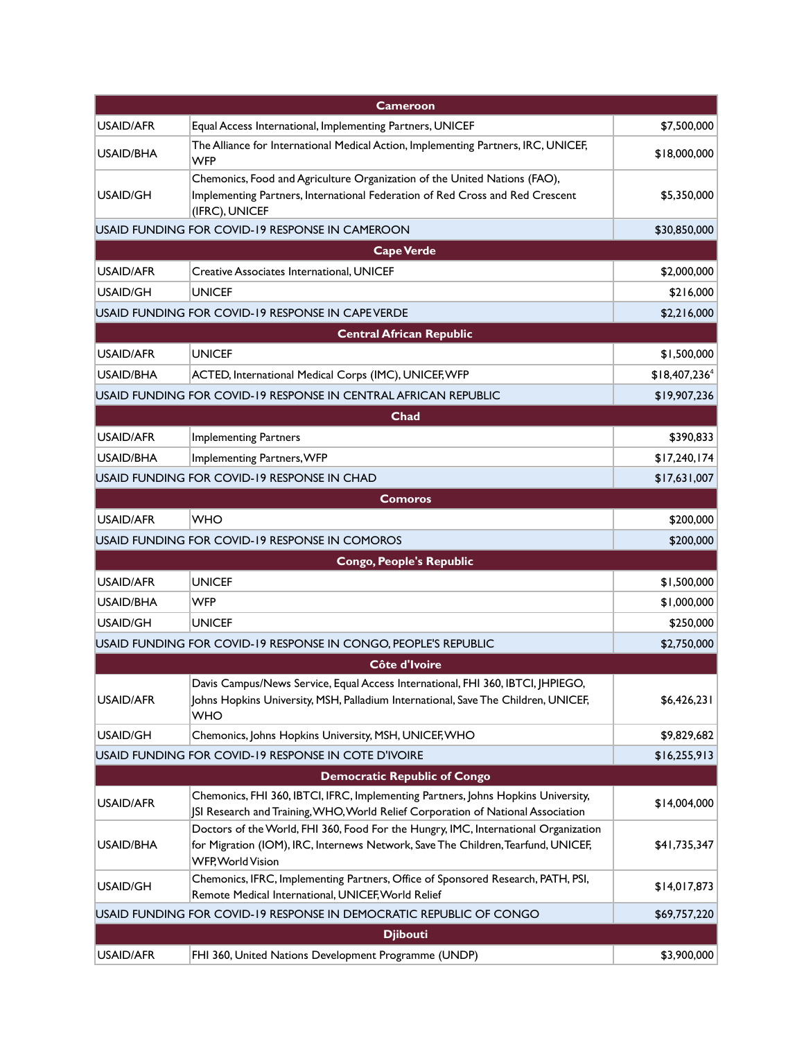| | | |
|---|---|---|
| **Cameroon** | | |
| USAID/AFR | Equal Access International, Implementing Partners, UNICEF | $7,500,000 |
| USAID/BHA | The Alliance for International Medical Action, Implementing Partners, IRC, UNICEF, WFP | $18,000,000 |
| USAID/GH | Chemonics, Food and Agriculture Organization of the United Nations (FAO), Implementing Partners, International Federation of Red Cross and Red Crescent (IFRC), UNICEF | $5,350,000 |
| USAID FUNDING FOR COVID-19 RESPONSE IN CAMEROON | | $30,850,000 |
| **Cape Verde** | | |
| USAID/AFR | Creative Associates International, UNICEF | $2,000,000 |
| USAID/GH | UNICEF | $216,000 |
| USAID FUNDING FOR COVID-19 RESPONSE IN CAPE VERDE | | $2,216,000 |
| **Central African Republic** | | |
| USAID/AFR | UNICEF | $1,500,000 |
| USAID/BHA | ACTED, International Medical Corps (IMC), UNICEF, WFP | $18,407,236[4] |
| USAID FUNDING FOR COVID-19 RESPONSE IN CENTRAL AFRICAN REPUBLIC | | $19,907,236 |
| **Chad** | | |
| USAID/AFR | Implementing Partners | $390,833 |
| USAID/BHA | Implementing Partners, WFP | $17,240,174 |
| USAID FUNDING FOR COVID-19 RESPONSE IN CHAD | | $17,631,007 |
| **Comoros** | | |
| USAID/AFR | WHO | $200,000 |
| USAID FUNDING FOR COVID-19 RESPONSE IN COMOROS | | $200,000 |
| **Congo, People's Republic** | | |
| USAID/AFR | UNICEF | $1,500,000 |
| USAID/BHA | WFP | $1,000,000 |
| USAID/GH | UNICEF | $250,000 |
| USAID FUNDING FOR COVID-19 RESPONSE IN CONGO, PEOPLE'S REPUBLIC | | $2,750,000 |
| **Côte d'Ivoire** | | |
| USAID/AFR | Davis Campus/News Service, Equal Access International, FHI 360, IBTCI, JHPIEGO, Johns Hopkins University, MSH, Palladium International, Save The Children, UNICEF, WHO | $6,426,231 |
| USAID/GH | Chemonics, Johns Hopkins University, MSH, UNICEF, WHO | $9,829,682 |
| USAID FUNDING FOR COVID-19 RESPONSE IN COTE D'IVOIRE | | $16,255,913 |
| **Democratic Republic of Congo** | | |
| USAID/AFR | Chemonics, FHI 360, IBTCI, IFRC, Implementing Partners, Johns Hopkins University, JSI Research and Training, WHO, World Relief Corporation of National Association | $14,004,000 |
| USAID/BHA | Doctors of the World, FHI 360, Food For the Hungry, IMC, International Organization for Migration (IOM), IRC, Internews Network, Save The Children, Tearfund, UNICEF, WFP, World Vision | $41,735,347 |
| USAID/GH | Chemonics, IFRC, Implementing Partners, Office of Sponsored Research, PATH, PSI, Remote Medical International, UNICEF, World Relief | $14,017,873 |
| USAID FUNDING FOR COVID-19 RESPONSE IN DEMOCRATIC REPUBLIC OF CONGO | | $69,757,220 |
| **Djibouti** | | |
| USAID/AFR | FHI 360, United Nations Development Programme (UNDP) | $3,900,000 |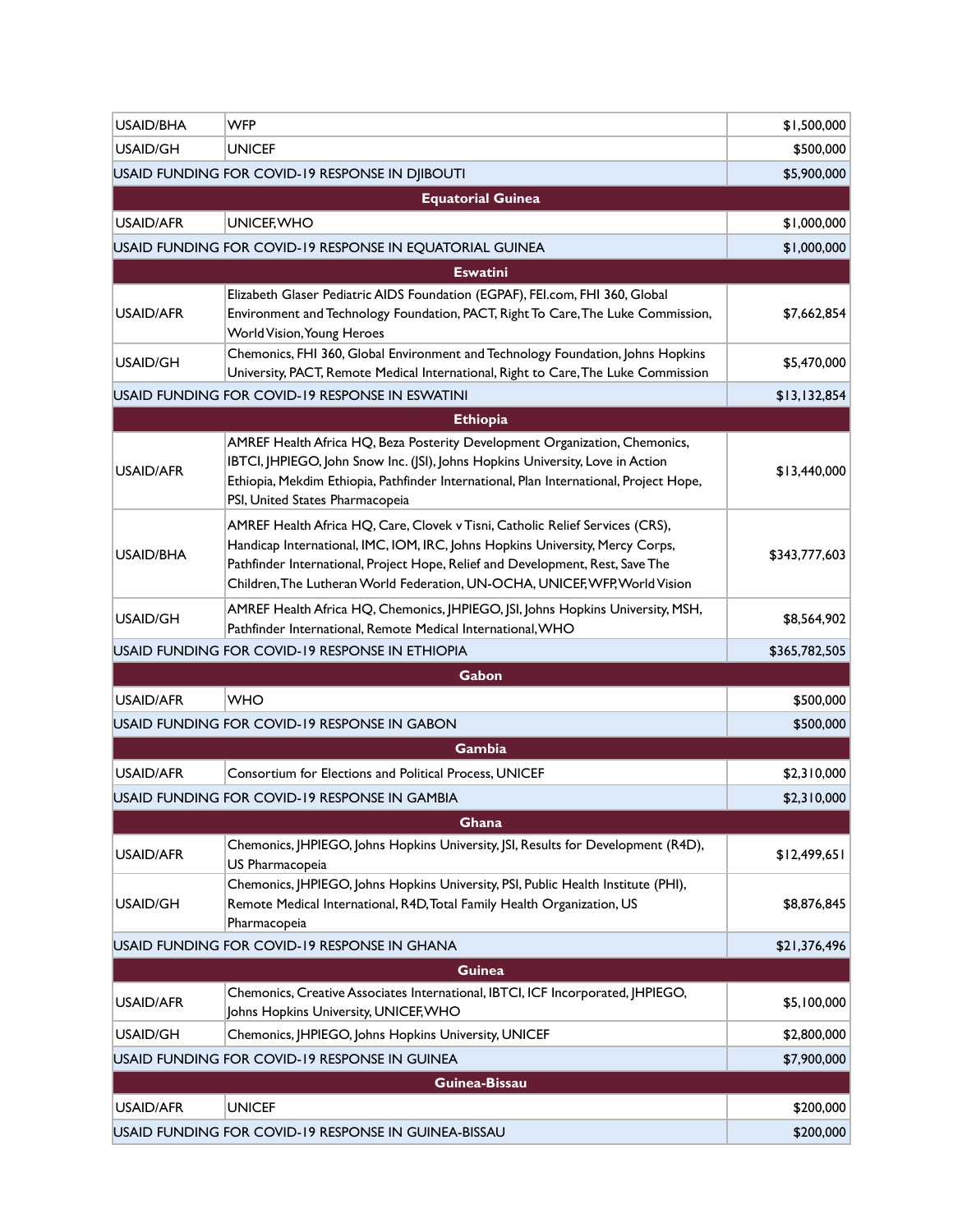| | | |
|---|---|---|
| USAID/BHA | WFP | $1,500,000 |
| USAID/GH | UNICEF | $500,000 |
| USAID FUNDING FOR COVID-19 RESPONSE IN DJIBOUTI | | $5,900,000 |
| **Equatorial Guinea** | | |
| USAID/AFR | UNICEF, WHO | $1,000,000 |
| USAID FUNDING FOR COVID-19 RESPONSE IN EQUATORIAL GUINEA | | $1,000,000 |
| **Eswatini** | | |
| USAID/AFR | Elizabeth Glaser Pediatric AIDS Foundation (EGPAF), FEI.com, FHI 360, Global Environment and Technology Foundation, PACT, Right To Care, The Luke Commission, World Vision, Young Heroes | $7,662,854 |
| USAID/GH | Chemonics, FHI 360, Global Environment and Technology Foundation, Johns Hopkins University, PACT, Remote Medical International, Right to Care, The Luke Commission | $5,470,000 |
| USAID FUNDING FOR COVID-19 RESPONSE IN ESWATINI | | $13,132,854 |
| **Ethiopia** | | |
| USAID/AFR | AMREF Health Africa HQ, Beza Posterity Development Organization, Chemonics, IBTCI, JHPIEGO, John Snow Inc. (JSI), Johns Hopkins University, Love in Action Ethiopia, Mekdim Ethiopia, Pathfinder International, Plan International, Project Hope, PSI, United States Pharmacopeia | $13,440,000 |
| USAID/BHA | AMREF Health Africa HQ, Care, Clovek v Tisni, Catholic Relief Services (CRS), Handicap International, IMC, IOM, IRC, Johns Hopkins University, Mercy Corps, Pathfinder International, Project Hope, Relief and Development, Rest, Save The Children, The Lutheran World Federation, UN-OCHA, UNICEF, WFP, World Vision | $343,777,603 |
| USAID/GH | AMREF Health Africa HQ, Chemonics, JHPIEGO, JSI, Johns Hopkins University, MSH, Pathfinder International, Remote Medical International, WHO | $8,564,902 |
| USAID FUNDING FOR COVID-19 RESPONSE IN ETHIOPIA | | $365,782,505 |
| **Gabon** | | |
| USAID/AFR | WHO | $500,000 |
| USAID FUNDING FOR COVID-19 RESPONSE IN GABON | | $500,000 |
| **Gambia** | | |
| USAID/AFR | Consortium for Elections and Political Process, UNICEF | $2,310,000 |
| USAID FUNDING FOR COVID-19 RESPONSE IN GAMBIA | | $2,310,000 |
| **Ghana** | | |
| USAID/AFR | Chemonics, JHPIEGO, Johns Hopkins University, JSI, Results for Development (R4D), US Pharmacopeia | $12,499,651 |
| USAID/GH | Chemonics, JHPIEGO, Johns Hopkins University, PSI, Public Health Institute (PHI), Remote Medical International, R4D, Total Family Health Organization, US Pharmacopeia | $8,876,845 |
| USAID FUNDING FOR COVID-19 RESPONSE IN GHANA | | $21,376,496 |
| **Guinea** | | |
| USAID/AFR | Chemonics, Creative Associates International, IBTCI, ICF Incorporated, JHPIEGO, Johns Hopkins University, UNICEF, WHO | $5,100,000 |
| USAID/GH | Chemonics, JHPIEGO, Johns Hopkins University, UNICEF | $2,800,000 |
| USAID FUNDING FOR COVID-19 RESPONSE IN GUINEA | | $7,900,000 |
| **Guinea-Bissau** | | |
| USAID/AFR | UNICEF | $200,000 |
| USAID FUNDING FOR COVID-19 RESPONSE IN GUINEA-BISSAU | | $200,000 |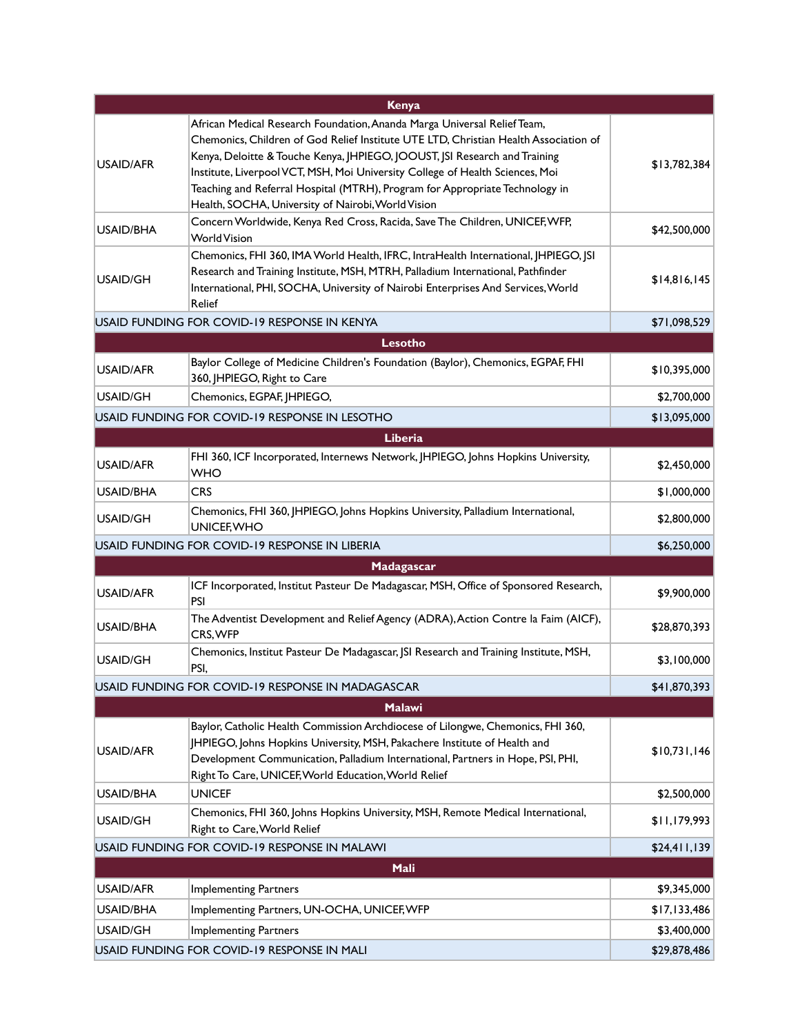| Kenya | | |
|---|---|---|
| USAID/AFR | African Medical Research Foundation, Ananda Marga Universal Relief Team, Chemonics, Children of God Relief Institute UTE LTD, Christian Health Association of Kenya, Deloitte & Touche Kenya, JHPIEGO, JOOUST, JSI Research and Training Institute, Liverpool VCT, MSH, Moi University College of Health Sciences, Moi Teaching and Referral Hospital (MTRH), Program for Appropriate Technology in Health, SOCHA, University of Nairobi, World Vision | $13,782,384 |
| USAID/BHA | Concern Worldwide, Kenya Red Cross, Racida, Save The Children, UNICEF, WFP, World Vision | $42,500,000 |
| USAID/GH | Chemonics, FHI 360, IMA World Health, IFRC, IntraHealth International, JHPIEGO, JSI Research and Training Institute, MSH, MTRH, Palladium International, Pathfinder International, PHI, SOCHA, University of Nairobi Enterprises And Services, World Relief | $14,816,145 |
| USAID FUNDING FOR COVID-19 RESPONSE IN KENYA | | $71,098,529 |
| **Lesotho** | | |
| USAID/AFR | Baylor College of Medicine Children's Foundation (Baylor), Chemonics, EGPAF, FHI 360, JHPIEGO, Right to Care | $10,395,000 |
| USAID/GH | Chemonics, EGPAF, JHPIEGO, | $2,700,000 |
| USAID FUNDING FOR COVID-19 RESPONSE IN LESOTHO | | $13,095,000 |
| **Liberia** | | |
| USAID/AFR | FHI 360, ICF Incorporated, Internews Network, JHPIEGO, Johns Hopkins University, WHO | $2,450,000 |
| USAID/BHA | CRS | $1,000,000 |
| USAID/GH | Chemonics, FHI 360, JHPIEGO, Johns Hopkins University, Palladium International, UNICEF, WHO | $2,800,000 |
| USAID FUNDING FOR COVID-19 RESPONSE IN LIBERIA | | $6,250,000 |
| **Madagascar** | | |
| USAID/AFR | ICF Incorporated, Institut Pasteur De Madagascar, MSH, Office of Sponsored Research, PSI | $9,900,000 |
| USAID/BHA | The Adventist Development and Relief Agency (ADRA), Action Contre la Faim (AICF), CRS, WFP | $28,870,393 |
| USAID/GH | Chemonics, Institut Pasteur De Madagascar, JSI Research and Training Institute, MSH, PSI, | $3,100,000 |
| USAID FUNDING FOR COVID-19 RESPONSE IN MADAGASCAR | | $41,870,393 |
| **Malawi** | | |
| USAID/AFR | Baylor, Catholic Health Commission Archdiocese of Lilongwe, Chemonics, FHI 360, JHPIEGO, Johns Hopkins University, MSH, Pakachere Institute of Health and Development Communication, Palladium International, Partners in Hope, PSI, PHI, Right To Care, UNICEF, World Education, World Relief | $10,731,146 |
| USAID/BHA | UNICEF | $2,500,000 |
| USAID/GH | Chemonics, FHI 360, Johns Hopkins University, MSH, Remote Medical International, Right to Care, World Relief | $11,179,993 |
| USAID FUNDING FOR COVID-19 RESPONSE IN MALAWI | | $24,411,139 |
| **Mali** | | |
| USAID/AFR | Implementing Partners | $9,345,000 |
| USAID/BHA | Implementing Partners, UN-OCHA, UNICEF, WFP | $17,133,486 |
| USAID/GH | Implementing Partners | $3,400,000 |
| USAID FUNDING FOR COVID-19 RESPONSE IN MALI | | $29,878,486 |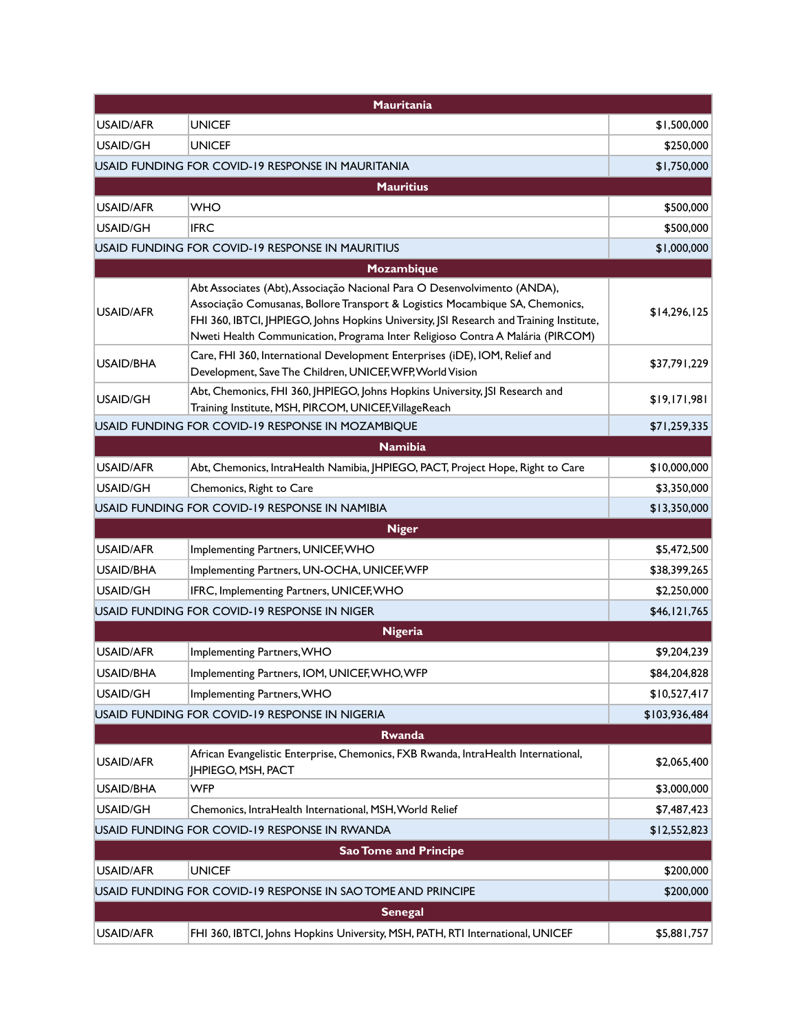| | | |
|---|---|---|
| **Mauritania** | | |
| USAID/AFR | UNICEF | $1,500,000 |
| USAID/GH | UNICEF | $250,000 |
| USAID FUNDING FOR COVID-19 RESPONSE IN MAURITANIA | | $1,750,000 |
| **Mauritius** | | |
| USAID/AFR | WHO | $500,000 |
| USAID/GH | IFRC | $500,000 |
| USAID FUNDING FOR COVID-19 RESPONSE IN MAURITIUS | | $1,000,000 |
| **Mozambique** | | |
| USAID/AFR | Abt Associates (Abt), Associação Nacional Para O Desenvolvimento (ANDA), Associação Comusanas, Bollore Transport & Logistics Mocambique SA, Chemonics, FHI 360, IBTCI, JHPIEGO, Johns Hopkins University, JSI Research and Training Institute, Nweti Health Communication, Programa Inter Religioso Contra A Malária (PIRCOM) | $14,296,125 |
| USAID/BHA | Care, FHI 360, International Development Enterprises (iDE), IOM, Relief and Development, Save The Children, UNICEF, WFP, World Vision | $37,791,229 |
| USAID/GH | Abt, Chemonics, FHI 360, JHPIEGO, Johns Hopkins University, JSI Research and Training Institute, MSH, PIRCOM, UNICEF, VillageReach | $19,171,981 |
| USAID FUNDING FOR COVID-19 RESPONSE IN MOZAMBIQUE | | $71,259,335 |
| **Namibia** | | |
| USAID/AFR | Abt, Chemonics, IntraHealth Namibia, JHPIEGO, PACT, Project Hope, Right to Care | $10,000,000 |
| USAID/GH | Chemonics, Right to Care | $3,350,000 |
| USAID FUNDING FOR COVID-19 RESPONSE IN NAMIBIA | | $13,350,000 |
| **Niger** | | |
| USAID/AFR | Implementing Partners, UNICEF, WHO | $5,472,500 |
| USAID/BHA | Implementing Partners, UN-OCHA, UNICEF, WFP | $38,399,265 |
| USAID/GH | IFRC, Implementing Partners, UNICEF, WHO | $2,250,000 |
| USAID FUNDING FOR COVID-19 RESPONSE IN NIGER | | $46,121,765 |
| **Nigeria** | | |
| USAID/AFR | Implementing Partners, WHO | $9,204,239 |
| USAID/BHA | Implementing Partners, IOM, UNICEF, WHO, WFP | $84,204,828 |
| USAID/GH | Implementing Partners, WHO | $10,527,417 |
| USAID FUNDING FOR COVID-19 RESPONSE IN NIGERIA | | $103,936,484 |
| **Rwanda** | | |
| USAID/AFR | African Evangelistic Enterprise, Chemonics, FXB Rwanda, IntraHealth International, JHPIEGO, MSH, PACT | $2,065,400 |
| USAID/BHA | WFP | $3,000,000 |
| USAID/GH | Chemonics, IntraHealth International, MSH, World Relief | $7,487,423 |
| USAID FUNDING FOR COVID-19 RESPONSE IN RWANDA | | $12,552,823 |
| **Sao Tome and Principe** | | |
| USAID/AFR | UNICEF | $200,000 |
| USAID FUNDING FOR COVID-19 RESPONSE IN SAO TOME AND PRINCIPE | | $200,000 |
| **Senegal** | | |
| USAID/AFR | FHI 360, IBTCI, Johns Hopkins University, MSH, PATH, RTI International, UNICEF | $5,881,757 |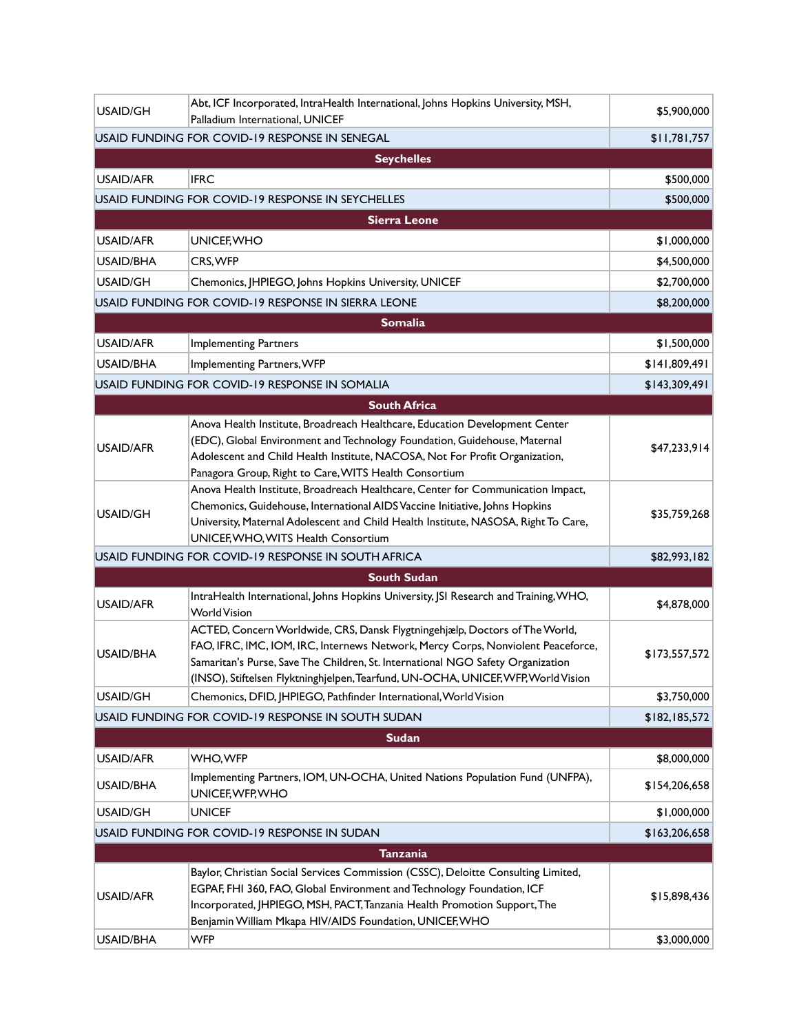| | | |
|---|---|---|
| USAID/GH | Abt, ICF Incorporated, IntraHealth International, Johns Hopkins University, MSH, Palladium International, UNICEF | $5,900,000 |
| USAID FUNDING FOR COVID-19 RESPONSE IN SENEGAL | | $11,781,757 |
| **Seychelles** | | |
| USAID/AFR | IFRC | $500,000 |
| USAID FUNDING FOR COVID-19 RESPONSE IN SEYCHELLES | | $500,000 |
| **Sierra Leone** | | |
| USAID/AFR | UNICEF, WHO | $1,000,000 |
| USAID/BHA | CRS, WFP | $4,500,000 |
| USAID/GH | Chemonics, JHPIEGO, Johns Hopkins University, UNICEF | $2,700,000 |
| USAID FUNDING FOR COVID-19 RESPONSE IN SIERRA LEONE | | $8,200,000 |
| **Somalia** | | |
| USAID/AFR | Implementing Partners | $1,500,000 |
| USAID/BHA | Implementing Partners, WFP | $141,809,491 |
| USAID FUNDING FOR COVID-19 RESPONSE IN SOMALIA | | $143,309,491 |
| **South Africa** | | |
| USAID/AFR | Anova Health Institute, Broadreach Healthcare, Education Development Center (EDC), Global Environment and Technology Foundation, Guidehouse, Maternal Adolescent and Child Health Institute, NACOSA, Not For Profit Organization, Panagora Group, Right to Care, WITS Health Consortium | $47,233,914 |
| USAID/GH | Anova Health Institute, Broadreach Healthcare, Center for Communication Impact, Chemonics, Guidehouse, International AIDS Vaccine Initiative, Johns Hopkins University, Maternal Adolescent and Child Health Institute, NASOSA, Right To Care, UNICEF, WHO, WITS Health Consortium | $35,759,268 |
| USAID FUNDING FOR COVID-19 RESPONSE IN SOUTH AFRICA | | $82,993,182 |
| **South Sudan** | | |
| USAID/AFR | IntraHealth International, Johns Hopkins University, JSI Research and Training, WHO, World Vision | $4,878,000 |
| USAID/BHA | ACTED, Concern Worldwide, CRS, Dansk Flygtningehjælp, Doctors of The World, FAO, IFRC, IMC, IOM, IRC, Internews Network, Mercy Corps, Nonviolent Peaceforce, Samaritan's Purse, Save The Children, St. International NGO Safety Organization (INSO), Stiftelsen Flyktninghjelpen, Tearfund, UN-OCHA, UNICEF, WFP, World Vision | $173,557,572 |
| USAID/GH | Chemonics, DFID, JHPIEGO, Pathfinder International, World Vision | $3,750,000 |
| USAID FUNDING FOR COVID-19 RESPONSE IN SOUTH SUDAN | | $182,185,572 |
| **Sudan** | | |
| USAID/AFR | WHO, WFP | $8,000,000 |
| USAID/BHA | Implementing Partners, IOM, UN-OCHA, United Nations Population Fund (UNFPA), UNICEF, WFP, WHO | $154,206,658 |
| USAID/GH | UNICEF | $1,000,000 |
| USAID FUNDING FOR COVID-19 RESPONSE IN SUDAN | | $163,206,658 |
| **Tanzania** | | |
| USAID/AFR | Baylor, Christian Social Services Commission (CSSC), Deloitte Consulting Limited, EGPAF, FHI 360, FAO, Global Environment and Technology Foundation, ICF Incorporated, JHPIEGO, MSH, PACT, Tanzania Health Promotion Support, The Benjamin William Mkapa HIV/AIDS Foundation, UNICEF, WHO | $15,898,436 |
| USAID/BHA | WFP | $3,000,000 |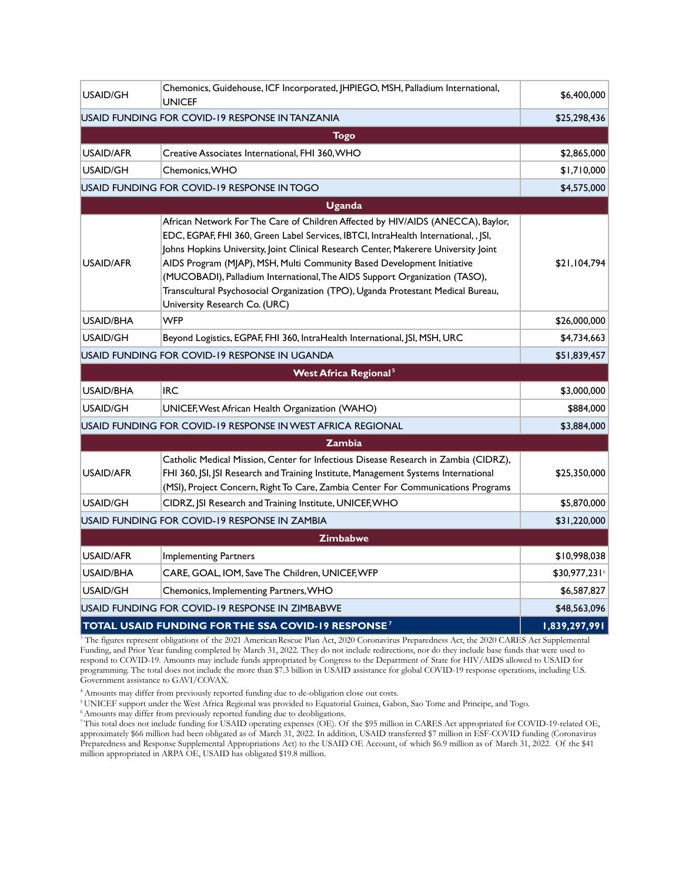| | | |
|---|---|---|
| USAID/GH | Chemonics, Guidehouse, ICF Incorporated, JHPIEGO, MSH, Palladium International, UNICEF | $6,400,000 |
| USAID FUNDING FOR COVID-19 RESPONSE IN TANZANIA | | $25,298,436 |
| **Togo** | | |
| USAID/AFR | Creative Associates International, FHI 360, WHO | $2,865,000 |
| USAID/GH | Chemonics, WHO | $1,710,000 |
| USAID FUNDING FOR COVID-19 RESPONSE IN TOGO | | $4,575,000 |
| **Uganda** | | |
| USAID/AFR | African Network For The Care of Children Affected by HIV/AIDS (ANECCA), Baylor, EDC, EGPAF, FHI 360, Green Label Services, IBTCI, IntraHealth International, , JSI, Johns Hopkins University, Joint Clinical Research Center, Makerere University Joint AIDS Program (MJAP), MSH, Multi Community Based Development Initiative (MUCOBADI), Palladium International, The AIDS Support Organization (TASO), Transcultural Psychosocial Organization (TPO), Uganda Protestant Medical Bureau, University Research Co. (URC) | $21,104,794 |
| USAID/BHA | WFP | $26,000,000 |
| USAID/GH | Beyond Logistics, EGPAF, FHI 360, IntraHealth International, JSI, MSH, URC | $4,734,663 |
| USAID FUNDING FOR COVID-19 RESPONSE IN UGANDA | | $51,839,457 |
| **West Africa Regional[5]** | | |
| USAID/BHA | IRC | $3,000,000 |
| USAID/GH | UNICEF, West African Health Organization (WAHO) | $884,000 |
| USAID FUNDING FOR COVID-19 RESPONSE IN WEST AFRICA REGIONAL | | $3,884,000 |
| **Zambia** | | |
| USAID/AFR | Catholic Medical Mission, Center for Infectious Disease Research in Zambia (CIDRZ), FHI 360, JSI, JSI Research and Training Institute, Management Systems International (MSI), Project Concern, Right To Care, Zambia Center For Communications Programs | $25,350,000 |
| USAID/GH | CIDRZ, JSI Research and Training Institute, UNICEF, WHO | $5,870,000 |
| USAID FUNDING FOR COVID-19 RESPONSE IN ZAMBIA | | $31,220,000 |
| **Zimbabwe** | | |
| USAID/AFR | Implementing Partners | $10,998,038 |
| USAID/BHA | CARE, GOAL, IOM, Save The Children, UNICEF, WFP | $30,977,231[6] |
| USAID/GH | Chemonics, Implementing Partners, WHO | $6,587,827 |
| USAID FUNDING FOR COVID-19 RESPONSE IN ZIMBABWE | | $48,563,096 |
| **TOTAL USAID FUNDING FOR THE SSA COVID-19 RESPONSE[7]** | | **1,839,297,991** |

[3] The figures represent obligations of the 2021 American Rescue Plan Act, 2020 Coronavirus Preparedness Act, the 2020 CARES Act Supplemental Funding, and Prior Year funding completed by March 31, 2022. They do not include redirections, nor do they include base funds that were used to respond to COVID-19. Amounts may include funds appropriated by Congress to the Department of State for HIV/AIDS allowed to USAID for programming. The total does not include the more than $7.3 billion in USAID assistance for global COVID-19 response operations, including U.S. Government assistance to GAVI/COVAX.

[4] Amounts may differ from previously reported funding due to de-obligation close out costs.

[5] UNICEF support under the West Africa Regional was provided to Equatorial Guinea, Gabon, Sao Tome and Principe, and Togo.

[6] Amounts may differ from previously reported funding due to deobligations.

[7] This total does not include funding for USAID operating expenses (OE). Of the $95 million in CARES Act appropriated for COVID-19-related OE, approximately $66 million had been obligated as of March 31, 2022. In addition, USAID transferred $7 million in ESF-COVID funding (Coronavirus Preparedness and Response Supplemental Appropriations Act) to the USAID OE Account, of which $6.9 million as of March 31, 2022. Of the $41 million appropriated in ARPA OE, USAID has obligated $19.8 million.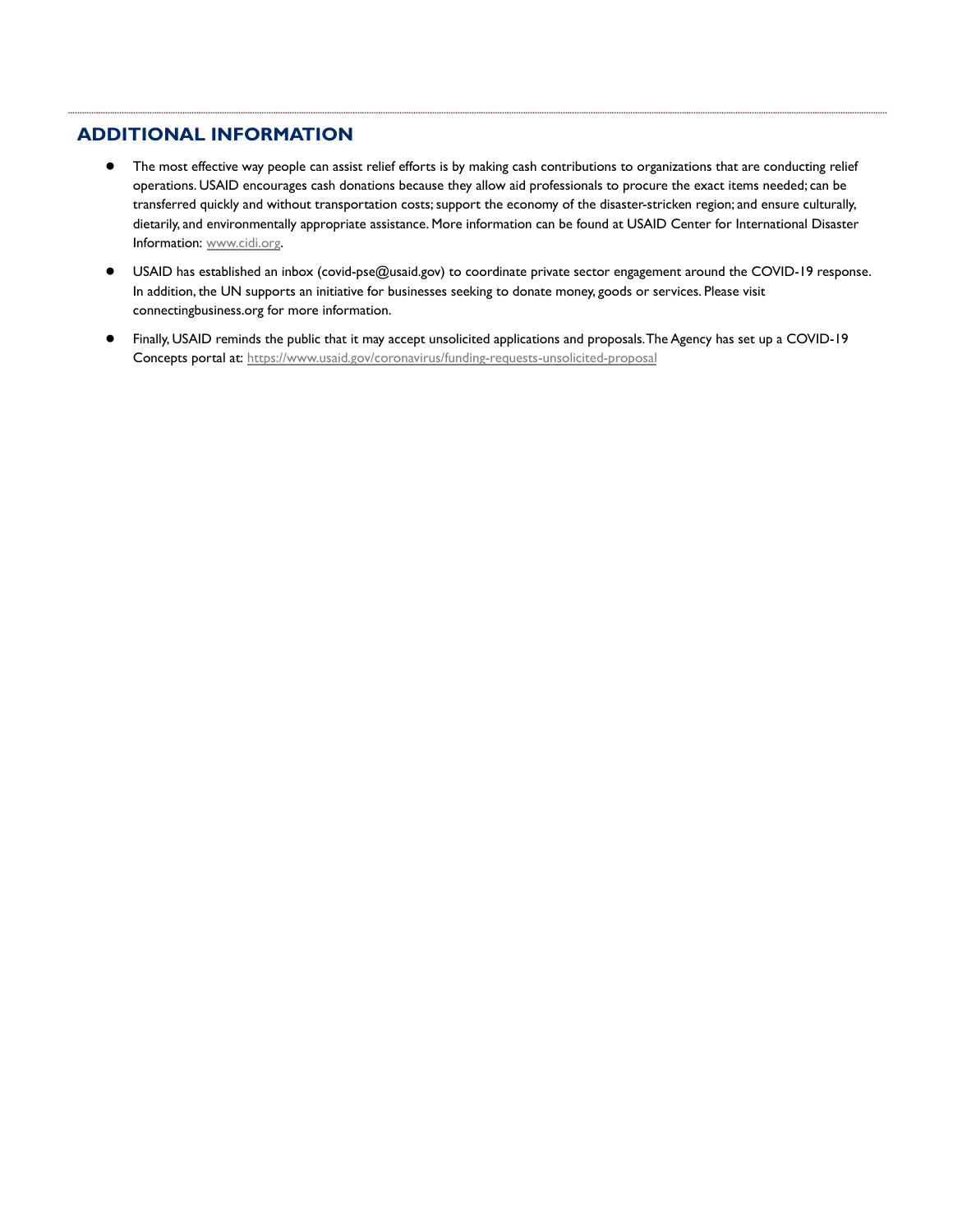## ADDITIONAL INFORMATION

- The most effective way people can assist relief efforts is by making cash contributions to organizations that are conducting relief operations. USAID encourages cash donations because they allow aid professionals to procure the exact items needed; can be transferred quickly and without transportation costs; support the economy of the disaster-stricken region; and ensure culturally, dietarily, and environmentally appropriate assistance. More information can be found at USAID Center for International Disaster Information: [www.cidi.org](http://www.cidi.org).
- USAID has established an inbox (covid-pse@usaid.gov) to coordinate private sector engagement around the COVID-19 response. In addition, the UN supports an initiative for businesses seeking to donate money, goods or services. Please visit connectingbusiness.org for more information.
- Finally, USAID reminds the public that it may accept unsolicited applications and proposals. The Agency has set up a COVID-19 Concepts portal at: [https://www.usaid.gov/coronavirus/funding-requests-unsolicited-proposal](https://www.usaid.gov/coronavirus/funding-requests-unsolicited-proposal)